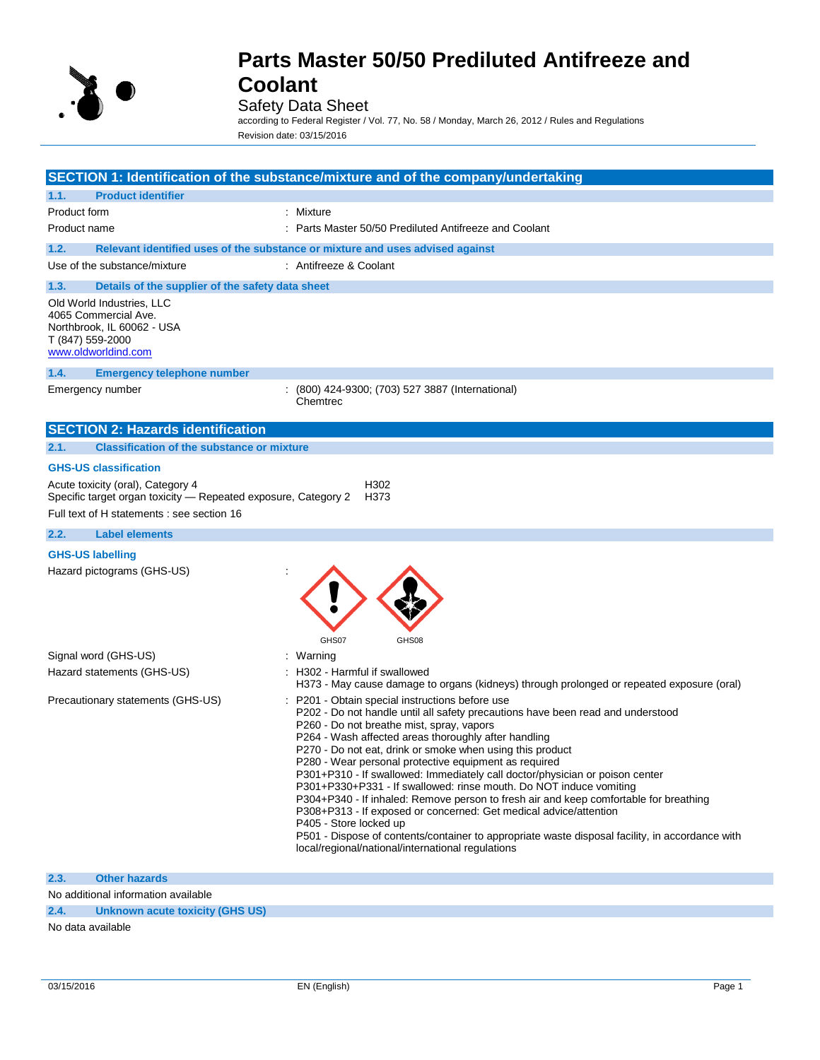# Parts Master 50/50 Prediluted Antifreeze and Coolant

Safety Data Sheet

according to Federal Register / Vol. 77, No. 58 / Monday, March 26, 2012 / Rules and Regulations

Revision date: 03/15/2016

## SECTION 1: Identification of the substance/mixture and of the company/undertaking

### 1.1. Product identifier

Product form : Mixture

Product name : Parts Master 50/50 Prediluted Antifreeze and Coolant

### 1.2. Relevant identified uses of the substance or mixture and uses advised against

Use of the substance/mixture : Antifreeze & Coolant

### 1.3. Details of the supplier of the safety data sheet

Old World Industries, LLC
4065 Commercial Ave.
Northbrook, IL 60062 - USA
T (847) 559-2000
www.oldworldind.com

### 1.4. Emergency telephone number

Emergency number : (800) 424-9300; (703) 527 3887 (International) Chemtrec

## SECTION 2: Hazards identification

### 2.1. Classification of the substance or mixture

**GHS-US classification**

Acute toxicity (oral), Category 4 H302
Specific target organ toxicity — Repeated exposure, Category 2 H373

Full text of H statements : see section 16

### 2.2. Label elements

**GHS-US labelling**

Hazard pictograms (GHS-US) : GHS07 GHS08

Signal word (GHS-US) : Warning

Hazard statements (GHS-US) : H302 - Harmful if swallowed
H373 - May cause damage to organs (kidneys) through prolonged or repeated exposure (oral)

Precautionary statements (GHS-US) : P201 - Obtain special instructions before use
P202 - Do not handle until all safety precautions have been read and understood
P260 - Do not breathe mist, spray, vapors
P264 - Wash affected areas thoroughly after handling
P270 - Do not eat, drink or smoke when using this product
P280 - Wear personal protective equipment as required
P301+P310 - If swallowed: Immediately call doctor/physician or poison center
P301+P330+P331 - If swallowed: rinse mouth. Do NOT induce vomiting
P304+P340 - If inhaled: Remove person to fresh air and keep comfortable for breathing
P308+P313 - If exposed or concerned: Get medical advice/attention
P405 - Store locked up
P501 - Dispose of contents/container to appropriate waste disposal facility, in accordance with local/regional/national/international regulations

### 2.3. Other hazards

No additional information available

### 2.4. Unknown acute toxicity (GHS US)

No data available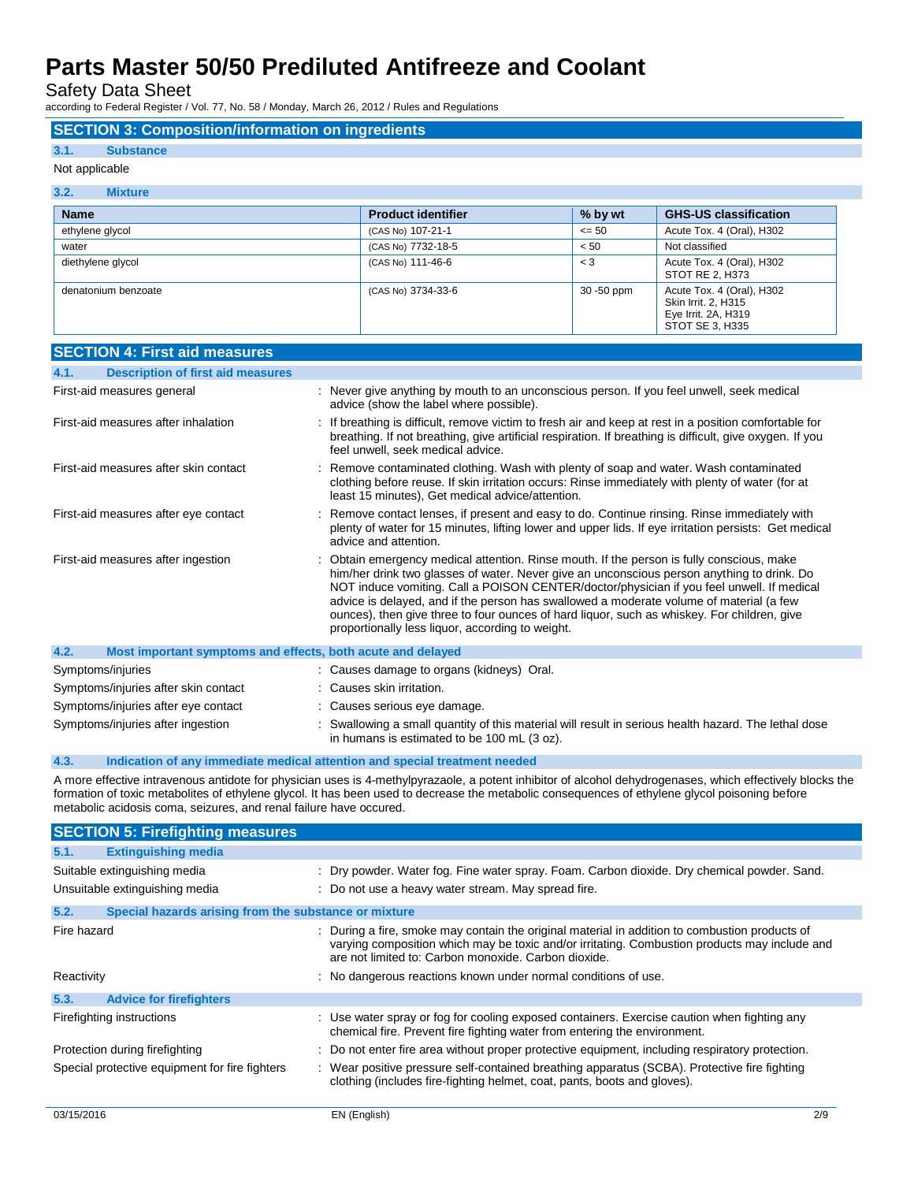## SECTION 3: Composition/information on ingredients

### 3.1. Substance

Not applicable

### 3.2. Mixture

| Name | Product identifier | % by wt | GHS-US classification |
|---|---|---|---|
| ethylene glycol | (CAS No) 107-21-1 | <= 50 | Acute Tox. 4 (Oral), H302 |
| water | (CAS No) 7732-18-5 | < 50 | Not classified |
| diethylene glycol | (CAS No) 111-46-6 | < 3 | Acute Tox. 4 (Oral), H302<br>STOT RE 2, H373 |
| denatonium benzoate | (CAS No) 3734-33-6 | 30 -50 ppm | Acute Tox. 4 (Oral), H302<br>Skin Irrit. 2, H315<br>Eye Irrit. 2A, H319<br>STOT SE 3, H335 |

## SECTION 4: First aid measures

### 4.1. Description of first aid measures

First-aid measures general : Never give anything by mouth to an unconscious person. If you feel unwell, seek medical advice (show the label where possible).

First-aid measures after inhalation : If breathing is difficult, remove victim to fresh air and keep at rest in a position comfortable for breathing. If not breathing, give artificial respiration. If breathing is difficult, give oxygen. If you feel unwell, seek medical advice.

First-aid measures after skin contact : Remove contaminated clothing. Wash with plenty of soap and water. Wash contaminated clothing before reuse. If skin irritation occurs: Rinse immediately with plenty of water (for at least 15 minutes), Get medical advice/attention.

First-aid measures after eye contact : Remove contact lenses, if present and easy to do. Continue rinsing. Rinse immediately with plenty of water for 15 minutes, lifting lower and upper lids. If eye irritation persists: Get medical advice and attention.

First-aid measures after ingestion : Obtain emergency medical attention. Rinse mouth. If the person is fully conscious, make him/her drink two glasses of water. Never give an unconscious person anything to drink. Do NOT induce vomiting. Call a POISON CENTER/doctor/physician if you feel unwell. If medical advice is delayed, and if the person has swallowed a moderate volume of material (a few ounces), then give three to four ounces of hard liquor, such as whiskey. For children, give proportionally less liquor, according to weight.

### 4.2. Most important symptoms and effects, both acute and delayed

Symptoms/injuries : Causes damage to organs (kidneys) Oral.

Symptoms/injuries after skin contact : Causes skin irritation.

Symptoms/injuries after eye contact : Causes serious eye damage.

Symptoms/injuries after ingestion : Swallowing a small quantity of this material will result in serious health hazard. The lethal dose in humans is estimated to be 100 mL (3 oz).

### 4.3. Indication of any immediate medical attention and special treatment needed

A more effective intravenous antidote for physician uses is 4-methylpyrazaole, a potent inhibitor of alcohol dehydrogenases, which effectively blocks the formation of toxic metabolites of ethylene glycol. It has been used to decrease the metabolic consequences of ethylene glycol poisoning before metabolic acidosis coma, seizures, and renal failure have occured.

## SECTION 5: Firefighting measures

### 5.1. Extinguishing media

Suitable extinguishing media : Dry powder. Water fog. Fine water spray. Foam. Carbon dioxide. Dry chemical powder. Sand.

Unsuitable extinguishing media : Do not use a heavy water stream. May spread fire.

### 5.2. Special hazards arising from the substance or mixture

Fire hazard : During a fire, smoke may contain the original material in addition to combustion products of varying composition which may be toxic and/or irritating. Combustion products may include and are not limited to: Carbon monoxide. Carbon dioxide.

Reactivity : No dangerous reactions known under normal conditions of use.

### 5.3. Advice for firefighters

Firefighting instructions : Use water spray or fog for cooling exposed containers. Exercise caution when fighting any chemical fire. Prevent fire fighting water from entering the environment.

Protection during firefighting : Do not enter fire area without proper protective equipment, including respiratory protection.

Special protective equipment for fire fighters : Wear positive pressure self-contained breathing apparatus (SCBA). Protective fire fighting clothing (includes fire-fighting helmet, coat, pants, boots and gloves).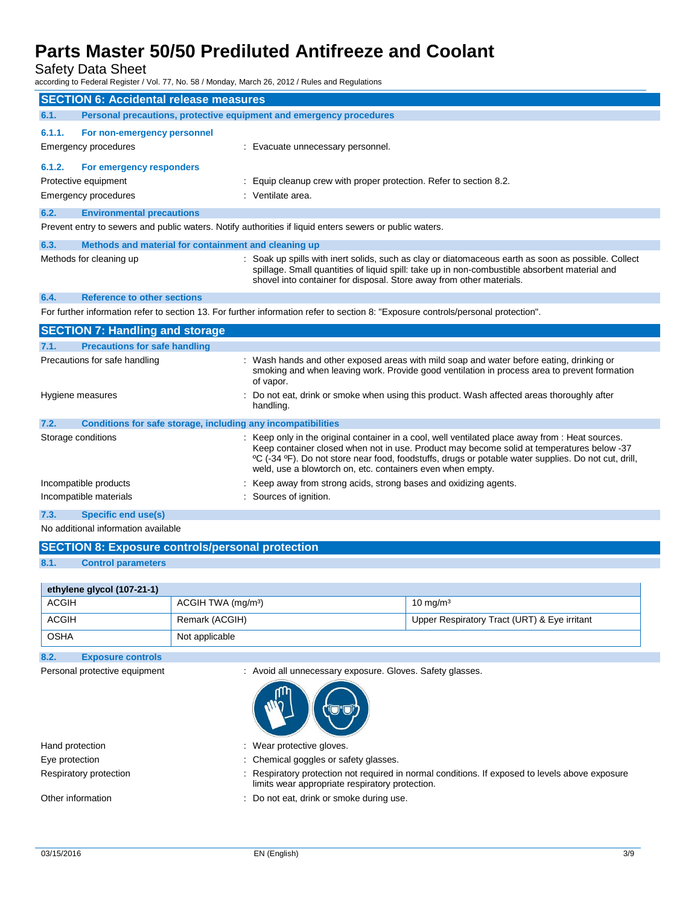## SECTION 6: Accidental release measures

### 6.1. Personal precautions, protective equipment and emergency procedures

#### 6.1.1. For non-emergency personnel

Emergency procedures : Evacuate unnecessary personnel.

#### 6.1.2. For emergency responders

Protective equipment : Equip cleanup crew with proper protection. Refer to section 8.2.

Emergency procedures : Ventilate area.

### 6.2. Environmental precautions

Prevent entry to sewers and public waters. Notify authorities if liquid enters sewers or public waters.

### 6.3. Methods and material for containment and cleaning up

Methods for cleaning up : Soak up spills with inert solids, such as clay or diatomaceous earth as soon as possible. Collect spillage. Small quantities of liquid spill: take up in non-combustible absorbent material and shovel into container for disposal. Store away from other materials.

### 6.4. Reference to other sections

For further information refer to section 13. For further information refer to section 8: "Exposure controls/personal protection".

## SECTION 7: Handling and storage

### 7.1. Precautions for safe handling

Precautions for safe handling : Wash hands and other exposed areas with mild soap and water before eating, drinking or smoking and when leaving work. Provide good ventilation in process area to prevent formation of vapor.

Hygiene measures : Do not eat, drink or smoke when using this product. Wash affected areas thoroughly after handling.

### 7.2. Conditions for safe storage, including any incompatibilities

Storage conditions : Keep only in the original container in a cool, well ventilated place away from : Heat sources. Keep container closed when not in use. Product may become solid at temperatures below -37 ºC (-34 ºF). Do not store near food, foodstuffs, drugs or potable water supplies. Do not cut, drill, weld, use a blowtorch on, etc. containers even when empty.

Incompatible products : Keep away from strong acids, strong bases and oxidizing agents.

Incompatible materials : Sources of ignition.

### 7.3. Specific end use(s)

No additional information available

## SECTION 8: Exposure controls/personal protection

### 8.1. Control parameters

| ethylene glycol (107-21-1) | | |
|---|---|---|
| ACGIH | ACGIH TWA (mg/m³) | 10 mg/m³ |
| ACGIH | Remark (ACGIH) | Upper Respiratory Tract (URT) & Eye irritant |
| OSHA | Not applicable | |

### 8.2. Exposure controls

Personal protective equipment : Avoid all unnecessary exposure. Gloves. Safety glasses.

Hand protection : Wear protective gloves.

Eye protection : Chemical goggles or safety glasses.

Respiratory protection : Respiratory protection not required in normal conditions. If exposed to levels above exposure limits wear appropriate respiratory protection.

Other information : Do not eat, drink or smoke during use.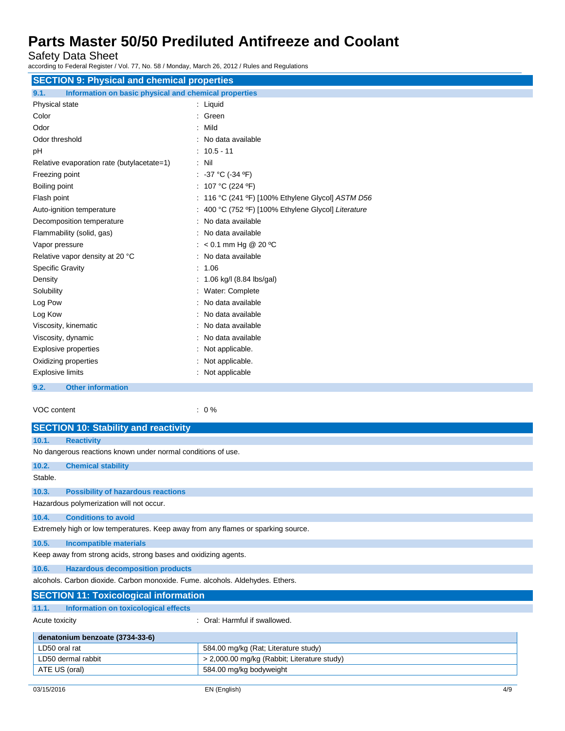## SECTION 9: Physical and chemical properties

### 9.1. Information on basic physical and chemical properties

| Property | Value |
|---|---|
| Physical state | Liquid |
| Color | Green |
| Odor | Mild |
| Odor threshold | No data available |
| pH | 10.5 - 11 |
| Relative evaporation rate (butylacetate=1) | Nil |
| Freezing point | -37 °C (-34 ºF) |
| Boiling point | 107 °C (224 ºF) |
| Flash point | 116 °C (241 ºF) [100% Ethylene Glycol] *ASTM D56* |
| Auto-ignition temperature | 400 °C (752 ºF) [100% Ethylene Glycol] *Literature* |
| Decomposition temperature | No data available |
| Flammability (solid, gas) | No data available |
| Vapor pressure | < 0.1 mm Hg @ 20 ºC |
| Relative vapor density at 20 °C | No data available |
| Specific Gravity | 1.06 |
| Density | 1.06 kg/l (8.84 lbs/gal) |
| Solubility | Water: Complete |
| Log Pow | No data available |
| Log Kow | No data available |
| Viscosity, kinematic | No data available |
| Viscosity, dynamic | No data available |
| Explosive properties | Not applicable. |
| Oxidizing properties | Not applicable. |
| Explosive limits | Not applicable |

### 9.2. Other information

VOC content : 0 %

## SECTION 10: Stability and reactivity

### 10.1. Reactivity

No dangerous reactions known under normal conditions of use.

### 10.2. Chemical stability

Stable.

### 10.3. Possibility of hazardous reactions

Hazardous polymerization will not occur.

### 10.4. Conditions to avoid

Extremely high or low temperatures. Keep away from any flames or sparking source.

### 10.5. Incompatible materials

Keep away from strong acids, strong bases and oxidizing agents.

### 10.6. Hazardous decomposition products

alcohols. Carbon dioxide. Carbon monoxide. Fume. alcohols. Aldehydes. Ethers.

## SECTION 11: Toxicological information

### 11.1. Information on toxicological effects

Acute toxicity : Oral: Harmful if swallowed.

| denatonium benzoate (3734-33-6) | |
|---|---|
| LD50 oral rat | 584.00 mg/kg (Rat; Literature study) |
| LD50 dermal rabbit | > 2,000.00 mg/kg (Rabbit; Literature study) |
| ATE US (oral) | 584.00 mg/kg bodyweight |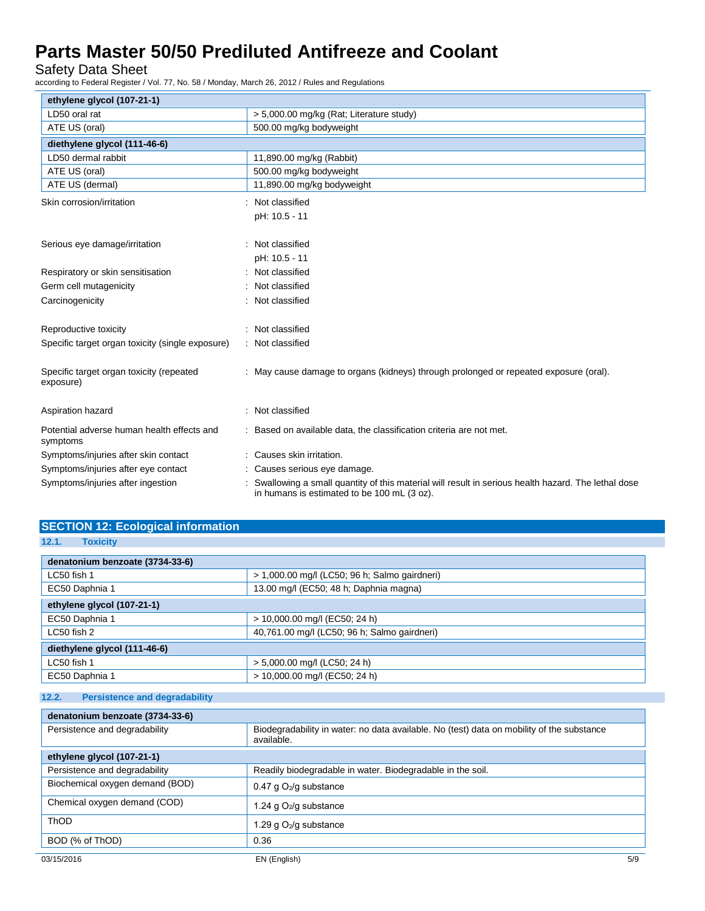| ethylene glycol (107-21-1) | |
|---|---|
| LD50 oral rat | > 5,000.00 mg/kg (Rat; Literature study) |
| ATE US (oral) | 500.00 mg/kg bodyweight |

| diethylene glycol (111-46-6) | |
|---|---|
| LD50 dermal rabbit | 11,890.00 mg/kg (Rabbit) |
| ATE US (oral) | 500.00 mg/kg bodyweight |
| ATE US (dermal) | 11,890.00 mg/kg bodyweight |

Skin corrosion/irritation : Not classified

pH: 10.5 - 11

Serious eye damage/irritation : Not classified

pH: 10.5 - 11

Respiratory or skin sensitisation : Not classified

Germ cell mutagenicity : Not classified

Carcinogenicity : Not classified

Reproductive toxicity : Not classified

Specific target organ toxicity (single exposure) : Not classified

Specific target organ toxicity (repeated exposure) : May cause damage to organs (kidneys) through prolonged or repeated exposure (oral).

Aspiration hazard : Not classified

Potential adverse human health effects and symptoms : Based on available data, the classification criteria are not met.

Symptoms/injuries after skin contact : Causes skin irritation.

Symptoms/injuries after eye contact : Causes serious eye damage.

Symptoms/injuries after ingestion : Swallowing a small quantity of this material will result in serious health hazard. The lethal dose in humans is estimated to be 100 mL (3 oz).

## SECTION 12: Ecological information

### 12.1. Toxicity

| denatonium benzoate (3734-33-6) | |
|---|---|
| LC50 fish 1 | > 1,000.00 mg/l (LC50; 96 h; Salmo gairdneri) |
| EC50 Daphnia 1 | 13.00 mg/l (EC50; 48 h; Daphnia magna) |

| ethylene glycol (107-21-1) | |
|---|---|
| EC50 Daphnia 1 | > 10,000.00 mg/l (EC50; 24 h) |
| LC50 fish 2 | 40,761.00 mg/l (LC50; 96 h; Salmo gairdneri) |

| diethylene glycol (111-46-6) | |
|---|---|
| LC50 fish 1 | > 5,000.00 mg/l (LC50; 24 h) |
| EC50 Daphnia 1 | > 10,000.00 mg/l (EC50; 24 h) |

### 12.2. Persistence and degradability

| denatonium benzoate (3734-33-6) | |
|---|---|
| Persistence and degradability | Biodegradability in water: no data available. No (test) data on mobility of the substance available. |

| ethylene glycol (107-21-1) | |
|---|---|
| Persistence and degradability | Readily biodegradable in water. Biodegradable in the soil. |
| Biochemical oxygen demand (BOD) | 0.47 g $O_2$/g substance |
| Chemical oxygen demand (COD) | 1.24 g $O_2$/g substance |
| ThOD | 1.29 g $O_2$/g substance |
| BOD (% of ThOD) | 0.36 |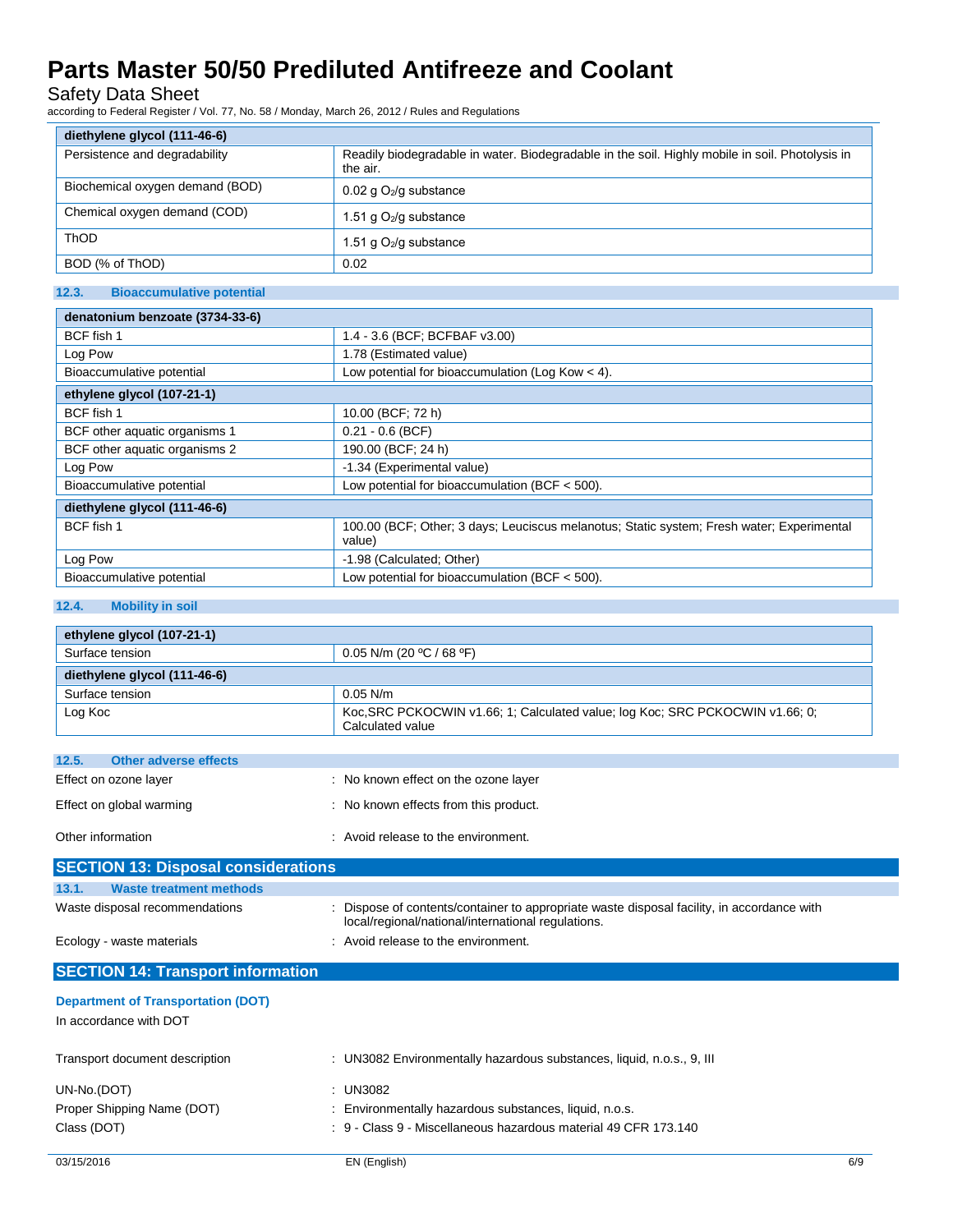| diethylene glycol (111-46-6) | |
|---|---|
| Persistence and degradability | Readily biodegradable in water. Biodegradable in the soil. Highly mobile in soil. Photolysis in the air. |
| Biochemical oxygen demand (BOD) | 0.02 g $O_2$/g substance |
| Chemical oxygen demand (COD) | 1.51 g $O_2$/g substance |
| ThOD | 1.51 g $O_2$/g substance |
| BOD (% of ThOD) | 0.02 |

### 12.3. Bioaccumulative potential

| denatonium benzoate (3734-33-6) | |
|---|---|
| BCF fish 1 | 1.4 - 3.6 (BCF; BCFBAF v3.00) |
| Log Pow | 1.78 (Estimated value) |
| Bioaccumulative potential | Low potential for bioaccumulation (Log Kow < 4). |
| **ethylene glycol (107-21-1)** | |
| BCF fish 1 | 10.00 (BCF; 72 h) |
| BCF other aquatic organisms 1 | 0.21 - 0.6 (BCF) |
| BCF other aquatic organisms 2 | 190.00 (BCF; 24 h) |
| Log Pow | -1.34 (Experimental value) |
| Bioaccumulative potential | Low potential for bioaccumulation (BCF < 500). |
| **diethylene glycol (111-46-6)** | |
| BCF fish 1 | 100.00 (BCF; Other; 3 days; Leuciscus melanotus; Static system; Fresh water; Experimental value) |
| Log Pow | -1.98 (Calculated; Other) |
| Bioaccumulative potential | Low potential for bioaccumulation (BCF < 500). |

### 12.4. Mobility in soil

| ethylene glycol (107-21-1) | |
|---|---|
| Surface tension | 0.05 N/m (20 ºC / 68 ºF) |
| **diethylene glycol (111-46-6)** | |
| Surface tension | 0.05 N/m |
| Log Koc | Koc,SRC PCKOCWIN v1.66; 1; Calculated value; log Koc; SRC PCKOCWIN v1.66; 0; Calculated value |

### 12.5. Other adverse effects

Effect on ozone layer : No known effect on the ozone layer

Effect on global warming : No known effects from this product.

Other information : Avoid release to the environment.

## SECTION 13: Disposal considerations

### 13.1. Waste treatment methods

Waste disposal recommendations : Dispose of contents/container to appropriate waste disposal facility, in accordance with local/regional/national/international regulations.

Ecology - waste materials : Avoid release to the environment.

## SECTION 14: Transport information

**Department of Transportation (DOT)**

In accordance with DOT

Transport document description : UN3082 Environmentally hazardous substances, liquid, n.o.s., 9, III

UN-No.(DOT) : UN3082

Proper Shipping Name (DOT) : Environmentally hazardous substances, liquid, n.o.s.

Class (DOT) : 9 - Class 9 - Miscellaneous hazardous material 49 CFR 173.140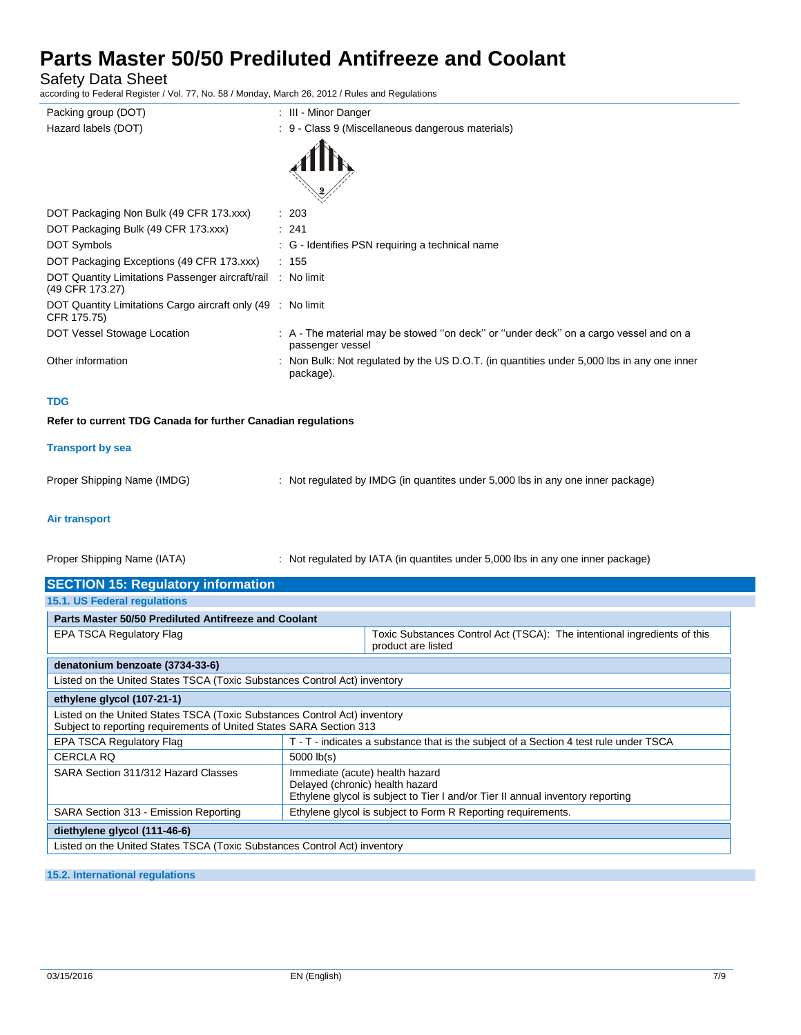| | |
|---|---|
| Packing group (DOT) | : III - Minor Danger |
| Hazard labels (DOT) | : 9 - Class 9 (Miscellaneous dangerous materials) |
| DOT Packaging Non Bulk (49 CFR 173.xxx) | : 203 |
| DOT Packaging Bulk (49 CFR 173.xxx) | : 241 |
| DOT Symbols | : G - Identifies PSN requiring a technical name |
| DOT Packaging Exceptions (49 CFR 173.xxx) | : 155 |
| DOT Quantity Limitations Passenger aircraft/rail (49 CFR 173.27) | : No limit |
| DOT Quantity Limitations Cargo aircraft only (49 CFR 175.75) | : No limit |
| DOT Vessel Stowage Location | : A - The material may be stowed "on deck" or "under deck" on a cargo vessel and on a passenger vessel |
| Other information | : Non Bulk: Not regulated by the US D.O.T. (in quantities under 5,000 lbs in any one inner package). |

### TDG

**Refer to current TDG Canada for further Canadian regulations**

### Transport by sea

Proper Shipping Name (IMDG) : Not regulated by IMDG (in quantites under 5,000 lbs in any one inner package)

### Air transport

Proper Shipping Name (IATA) : Not regulated by IATA (in quantites under 5,000 lbs in any one inner package)

## SECTION 15: Regulatory information

### 15.1. US Federal regulations

| **Parts Master 50/50 Prediluted Antifreeze and Coolant** | |
|---|---|
| EPA TSCA Regulatory Flag | Toxic Substances Control Act (TSCA): The intentional ingredients of this product are listed |

| **denatonium benzoate (3734-33-6)** |
|---|
| Listed on the United States TSCA (Toxic Substances Control Act) inventory |

| **ethylene glycol (107-21-1)** | |
|---|---|
| Listed on the United States TSCA (Toxic Substances Control Act) inventory<br>Subject to reporting requirements of United States SARA Section 313 | |
| EPA TSCA Regulatory Flag | T - T - indicates a substance that is the subject of a Section 4 test rule under TSCA |
| CERCLA RQ | 5000 lb(s) |
| SARA Section 311/312 Hazard Classes | Immediate (acute) health hazard<br>Delayed (chronic) health hazard<br>Ethylene glycol is subject to Tier I and/or Tier II annual inventory reporting |
| SARA Section 313 - Emission Reporting | Ethylene glycol is subject to Form R Reporting requirements. |

| **diethylene glycol (111-46-6)** |
|---|
| Listed on the United States TSCA (Toxic Substances Control Act) inventory |

### 15.2. International regulations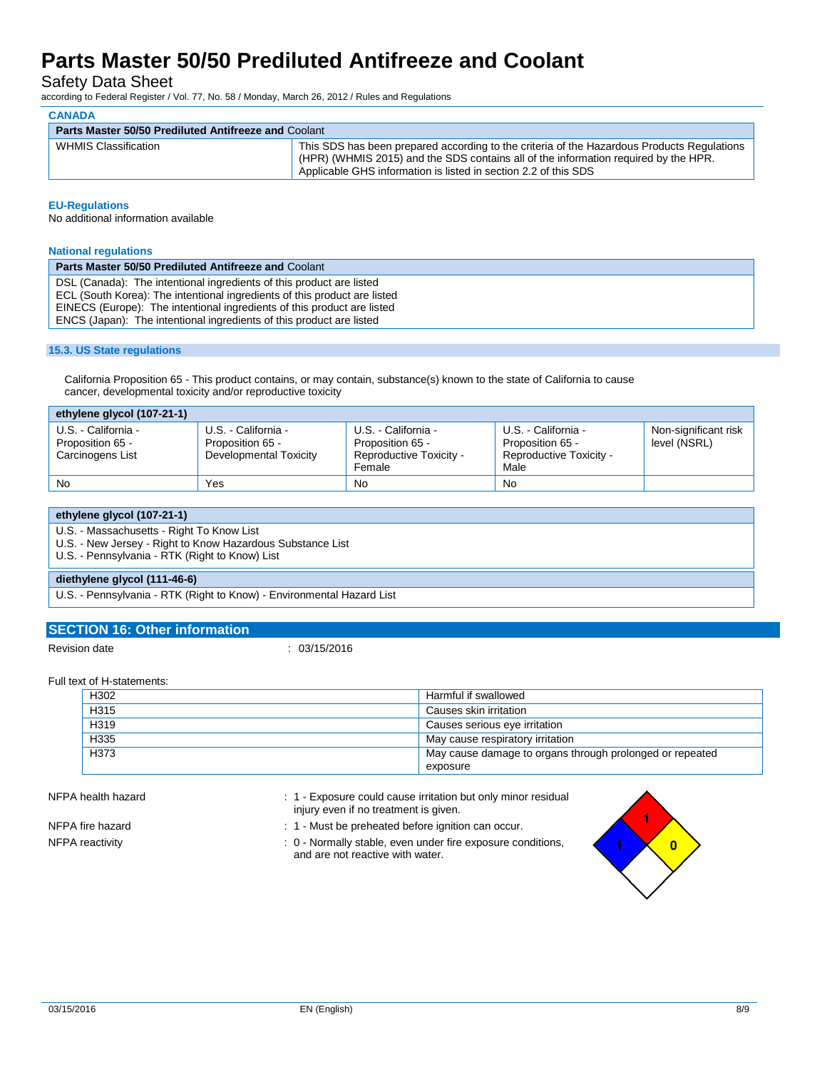**CANADA**

| Parts Master 50/50 Prediluted Antifreeze and Coolant | |
|---|---|
| WHMIS Classification | This SDS has been prepared according to the criteria of the Hazardous Products Regulations (HPR) (WHMIS 2015) and the SDS contains all of the information required by the HPR. Applicable GHS information is listed in section 2.2 of this SDS |

**EU-Regulations**

No additional information available

**National regulations**

| Parts Master 50/50 Prediluted Antifreeze and Coolant |
|---|
| DSL (Canada): The intentional ingredients of this product are listed<br>ECL (South Korea): The intentional ingredients of this product are listed<br>EINECS (Europe): The intentional ingredients of this product are listed<br>ENCS (Japan): The intentional ingredients of this product are listed |

### 15.3. US State regulations

California Proposition 65 - This product contains, or may contain, substance(s) known to the state of California to cause cancer, developmental toxicity and/or reproductive toxicity

| ethylene glycol (107-21-1) | | | | |
|---|---|---|---|---|
| U.S. - California - Proposition 65 - Carcinogens List | U.S. - California - Proposition 65 - Developmental Toxicity | U.S. - California - Proposition 65 - Reproductive Toxicity - Female | U.S. - California - Proposition 65 - Reproductive Toxicity - Male | Non-significant risk level (NSRL) |
| No | Yes | No | No | |

| ethylene glycol (107-21-1) |
|---|
| U.S. - Massachusetts - Right To Know List<br>U.S. - New Jersey - Right to Know Hazardous Substance List<br>U.S. - Pennsylvania - RTK (Right to Know) List |
| **diethylene glycol (111-46-6)** |
| U.S. - Pennsylvania - RTK (Right to Know) - Environmental Hazard List |

## SECTION 16: Other information

Revision date : 03/15/2016

Full text of H-statements:

| | |
|---|---|
| H302 | Harmful if swallowed |
| H315 | Causes skin irritation |
| H319 | Causes serious eye irritation |
| H335 | May cause respiratory irritation |
| H373 | May cause damage to organs through prolonged or repeated exposure |

NFPA health hazard : 1 - Exposure could cause irritation but only minor residual injury even if no treatment is given.

NFPA fire hazard : 1 - Must be preheated before ignition can occur.

NFPA reactivity : 0 - Normally stable, even under fire exposure conditions, and are not reactive with water.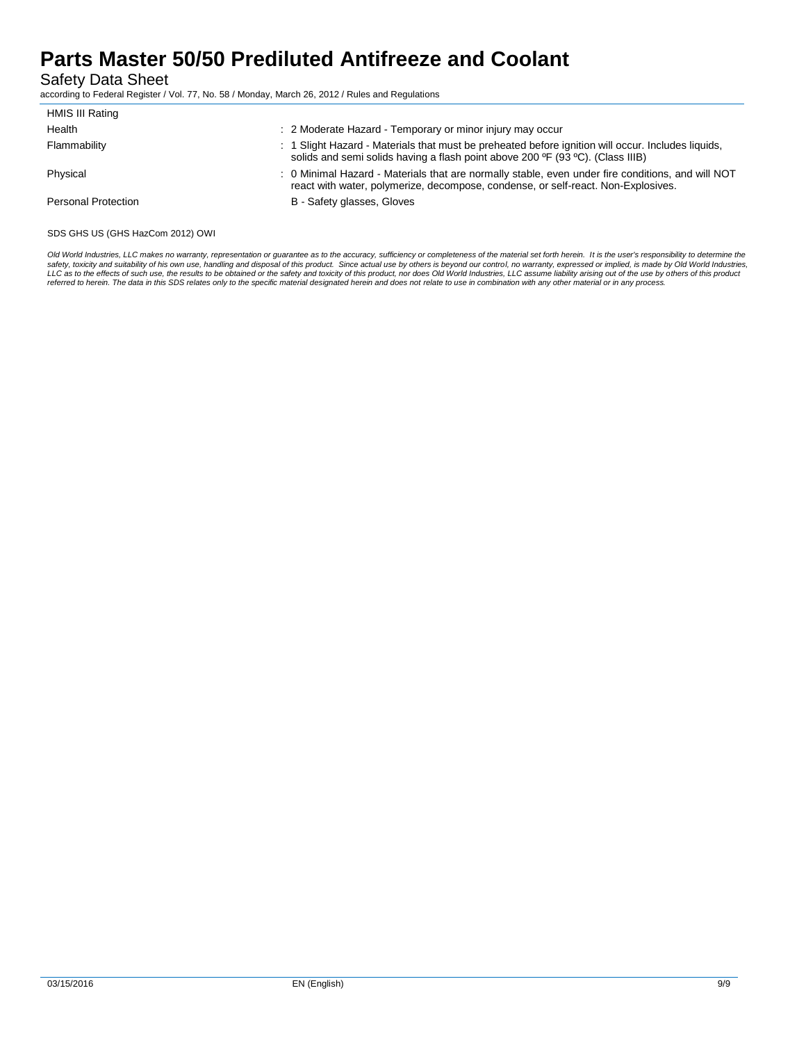HMIS III Rating

| | |
|---|---|
| Health | : 2 Moderate Hazard - Temporary or minor injury may occur |
| Flammability | : 1 Slight Hazard - Materials that must be preheated before ignition will occur. Includes liquids, solids and semi solids having a flash point above 200 ºF (93 ºC). (Class IIIB) |
| Physical | : 0 Minimal Hazard - Materials that are normally stable, even under fire conditions, and will NOT react with water, polymerize, decompose, condense, or self-react. Non-Explosives. |
| Personal Protection | B - Safety glasses, Gloves |

SDS GHS US (GHS HazCom 2012) OWI

*Old World Industries, LLC makes no warranty, representation or guarantee as to the accuracy, sufficiency or completeness of the material set forth herein. It is the user's responsibility to determine the safety, toxicity and suitability of his own use, handling and disposal of this product. Since actual use by others is beyond our control, no warranty, expressed or implied, is made by Old World Industries, LLC as to the effects of such use, the results to be obtained or the safety and toxicity of this product, nor does Old World Industries, LLC assume liability arising out of the use by others of this product referred to herein. The data in this SDS relates only to the specific material designated herein and does not relate to use in combination with any other material or in any process.*